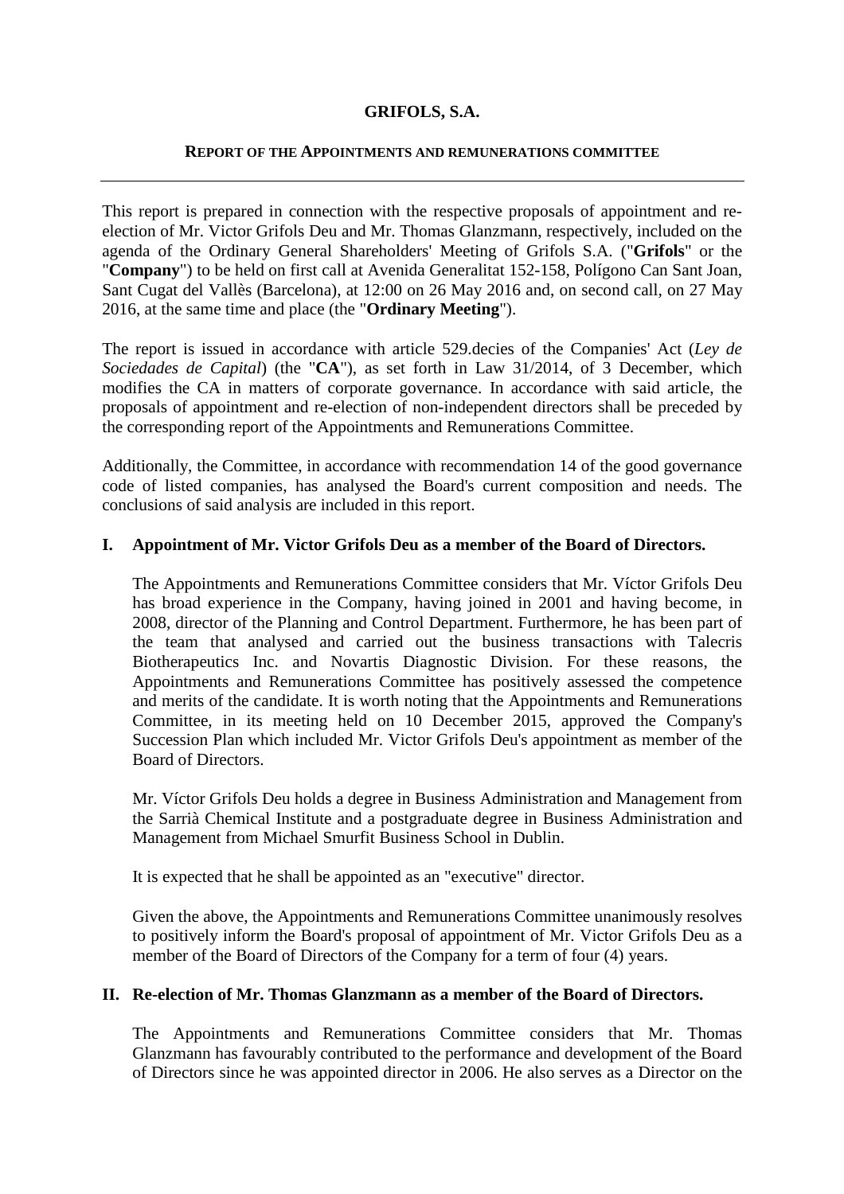# GRIFOLS, S.A.

## REPORT OF THE APPOINTMENTS AND REMUNERATIONS COMMITTEE

This report is prepared in connection with the respective proposals of appointment and re-election of Mr. Victor Grifols Deu and Mr. Thomas Glanzmann, respectively, included on the agenda of the Ordinary General Shareholders' Meeting of Grifols S.A. ("**Grifols**" or the "**Company**") to be held on first call at Avenida Generalitat 152-158, Polígono Can Sant Joan, Sant Cugat del Vallès (Barcelona), at 12:00 on 26 May 2016 and, on second call, on 27 May 2016, at the same time and place (the "**Ordinary Meeting**").

The report is issued in accordance with article 529.decies of the Companies' Act (*Ley de Sociedades de Capital*) (the "**CA**"), as set forth in Law 31/2014, of 3 December, which modifies the CA in matters of corporate governance. In accordance with said article, the proposals of appointment and re-election of non-independent directors shall be preceded by the corresponding report of the Appointments and Remunerations Committee.

Additionally, the Committee, in accordance with recommendation 14 of the good governance code of listed companies, has analysed the Board's current composition and needs. The conclusions of said analysis are included in this report.

### I. Appointment of Mr. Victor Grifols Deu as a member of the Board of Directors.

The Appointments and Remunerations Committee considers that Mr. Víctor Grifols Deu has broad experience in the Company, having joined in 2001 and having become, in 2008, director of the Planning and Control Department. Furthermore, he has been part of the team that analysed and carried out the business transactions with Talecris Biotherapeutics Inc. and Novartis Diagnostic Division. For these reasons, the Appointments and Remunerations Committee has positively assessed the competence and merits of the candidate. It is worth noting that the Appointments and Remunerations Committee, in its meeting held on 10 December 2015, approved the Company's Succession Plan which included Mr. Victor Grifols Deu's appointment as member of the Board of Directors.

Mr. Víctor Grifols Deu holds a degree in Business Administration and Management from the Sarrià Chemical Institute and a postgraduate degree in Business Administration and Management from Michael Smurfit Business School in Dublin.

It is expected that he shall be appointed as an "executive" director.

Given the above, the Appointments and Remunerations Committee unanimously resolves to positively inform the Board's proposal of appointment of Mr. Victor Grifols Deu as a member of the Board of Directors of the Company for a term of four (4) years.

### II. Re-election of Mr. Thomas Glanzmann as a member of the Board of Directors.

The Appointments and Remunerations Committee considers that Mr. Thomas Glanzmann has favourably contributed to the performance and development of the Board of Directors since he was appointed director in 2006. He also serves as a Director on the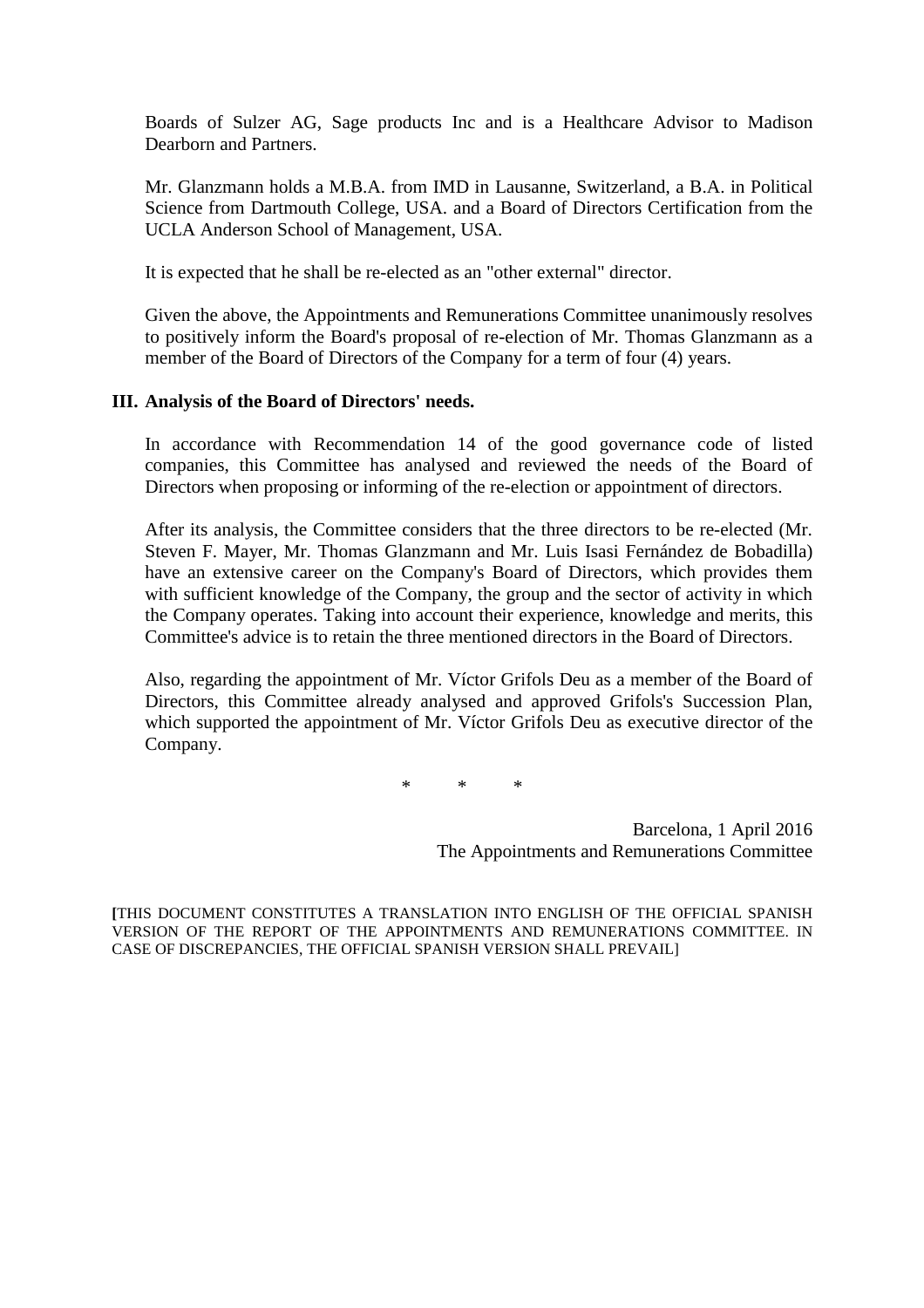Boards of Sulzer AG, Sage products Inc and is a Healthcare Advisor to Madison Dearborn and Partners.

Mr. Glanzmann holds a M.B.A. from IMD in Lausanne, Switzerland, a B.A. in Political Science from Dartmouth College, USA. and a Board of Directors Certification from the UCLA Anderson School of Management, USA.

It is expected that he shall be re-elected as an "other external" director.

Given the above, the Appointments and Remunerations Committee unanimously resolves to positively inform the Board's proposal of re-election of Mr. Thomas Glanzmann as a member of the Board of Directors of the Company for a term of four (4) years.

## III. Analysis of the Board of Directors' needs.

In accordance with Recommendation 14 of the good governance code of listed companies, this Committee has analysed and reviewed the needs of the Board of Directors when proposing or informing of the re-election or appointment of directors.

After its analysis, the Committee considers that the three directors to be re-elected (Mr. Steven F. Mayer, Mr. Thomas Glanzmann and Mr. Luis Isasi Fernández de Bobadilla) have an extensive career on the Company's Board of Directors, which provides them with sufficient knowledge of the Company, the group and the sector of activity in which the Company operates. Taking into account their experience, knowledge and merits, this Committee's advice is to retain the three mentioned directors in the Board of Directors.

Also, regarding the appointment of Mr. Víctor Grifols Deu as a member of the Board of Directors, this Committee already analysed and approved Grifols's Succession Plan, which supported the appointment of Mr. Víctor Grifols Deu as executive director of the Company.

\* \* \*

Barcelona, 1 April 2016
The Appointments and Remunerations Committee

[THIS DOCUMENT CONSTITUTES A TRANSLATION INTO ENGLISH OF THE OFFICIAL SPANISH VERSION OF THE REPORT OF THE APPOINTMENTS AND REMUNERATIONS COMMITTEE. IN CASE OF DISCREPANCIES, THE OFFICIAL SPANISH VERSION SHALL PREVAIL]